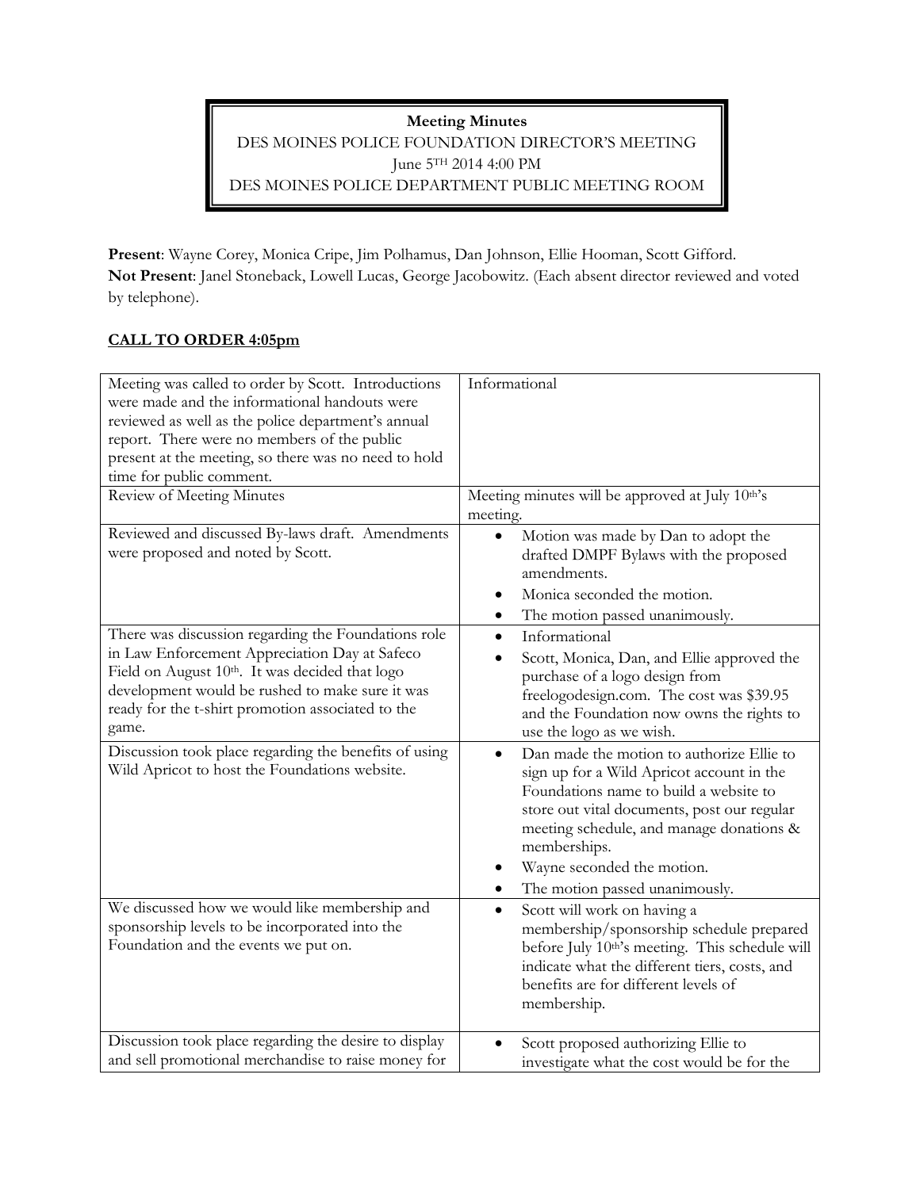**Meeting Minutes**

DES MOINES POLICE FOUNDATION DIRECTOR'S MEETING

June 5TH 2014 4:00 PM

DES MOINES POLICE DEPARTMENT PUBLIC MEETING ROOM

**Present**: Wayne Corey, Monica Cripe, Jim Polhamus, Dan Johnson, Ellie Hooman, Scott Gifford.
**Not Present**: Janel Stoneback, Lowell Lucas, George Jacobowitz. (Each absent director reviewed and voted by telephone).

## CALL TO ORDER 4:05pm

| | |
|---|---|
| Meeting was called to order by Scott. Introductions were made and the informational handouts were reviewed as well as the police department's annual report. There were no members of the public present at the meeting, so there was no need to hold time for public comment. | Informational |
| Review of Meeting Minutes | Meeting minutes will be approved at July 10th's meeting. |
| Reviewed and discussed By-laws draft. Amendments were proposed and noted by Scott. | • Motion was made by Dan to adopt the drafted DMPF Bylaws with the proposed amendments.<br>• Monica seconded the motion.<br>• The motion passed unanimously. |
| There was discussion regarding the Foundations role in Law Enforcement Appreciation Day at Safeco Field on August 10th. It was decided that logo development would be rushed to make sure it was ready for the t-shirt promotion associated to the game. | • Informational<br>• Scott, Monica, Dan, and Ellie approved the purchase of a logo design from freelogodesign.com. The cost was $39.95 and the Foundation now owns the rights to use the logo as we wish. |
| Discussion took place regarding the benefits of using Wild Apricot to host the Foundations website. | • Dan made the motion to authorize Ellie to sign up for a Wild Apricot account in the Foundations name to build a website to store out vital documents, post our regular meeting schedule, and manage donations & memberships.<br>• Wayne seconded the motion.<br>• The motion passed unanimously. |
| We discussed how we would like membership and sponsorship levels to be incorporated into the Foundation and the events we put on. | • Scott will work on having a membership/sponsorship schedule prepared before July 10th's meeting. This schedule will indicate what the different tiers, costs, and benefits are for different levels of membership. |
| Discussion took place regarding the desire to display and sell promotional merchandise to raise money for | • Scott proposed authorizing Ellie to investigate what the cost would be for the |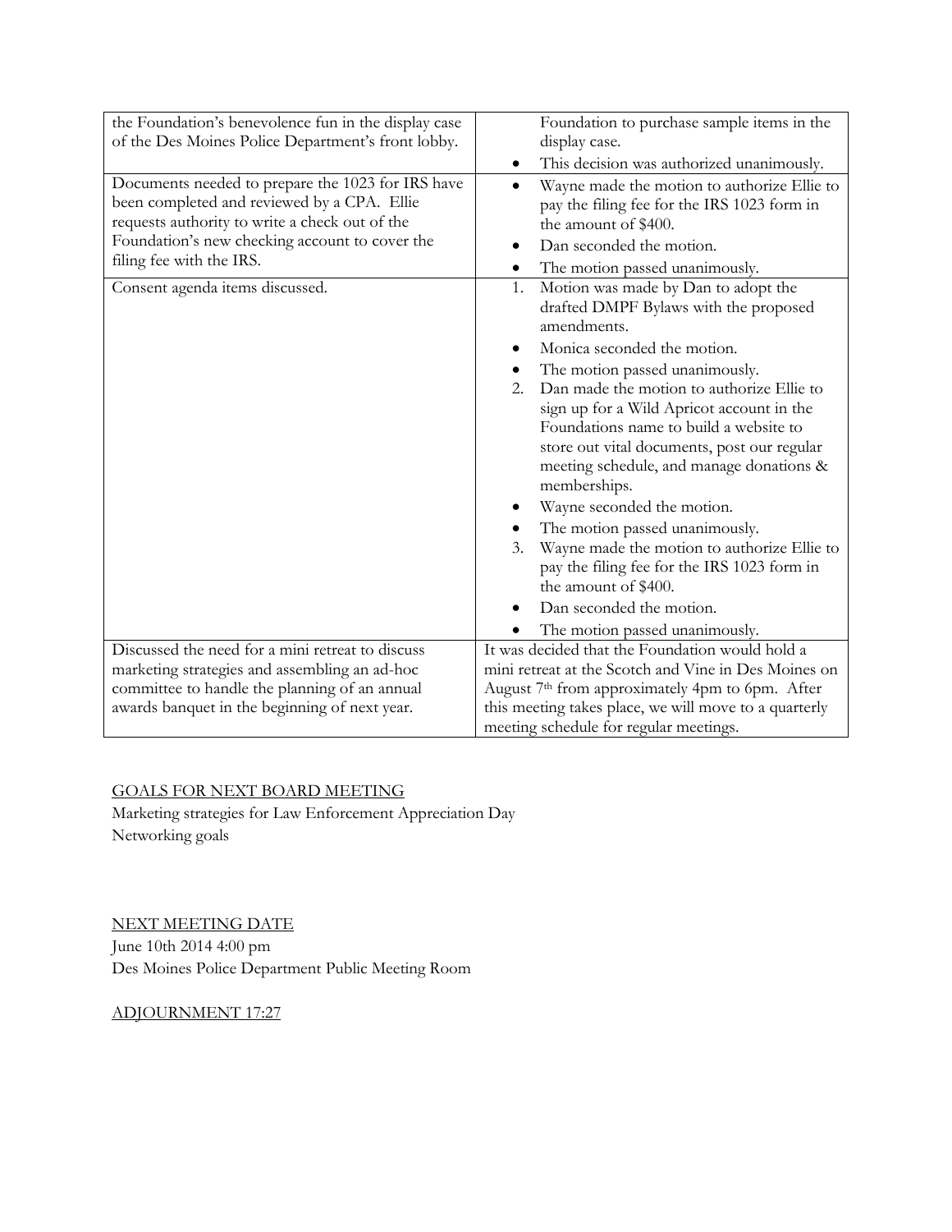| | |
|---|---|
| the Foundation's benevolence fun in the display case of the Des Moines Police Department's front lobby. | Foundation to purchase sample items in the display case.<br>• This decision was authorized unanimously. |
| Documents needed to prepare the 1023 for IRS have been completed and reviewed by a CPA. Ellie requests authority to write a check out of the Foundation's new checking account to cover the filing fee with the IRS. | • Wayne made the motion to authorize Ellie to pay the filing fee for the IRS 1023 form in the amount of $400.<br>• Dan seconded the motion.<br>• The motion passed unanimously. |
| Consent agenda items discussed. | 1. Motion was made by Dan to adopt the drafted DMPF Bylaws with the proposed amendments.<br>• Monica seconded the motion.<br>• The motion passed unanimously.<br>2. Dan made the motion to authorize Ellie to sign up for a Wild Apricot account in the Foundations name to build a website to store out vital documents, post our regular meeting schedule, and manage donations & memberships.<br>• Wayne seconded the motion.<br>• The motion passed unanimously.<br>3. Wayne made the motion to authorize Ellie to pay the filing fee for the IRS 1023 form in the amount of $400.<br>• Dan seconded the motion.<br>• The motion passed unanimously. |
| Discussed the need for a mini retreat to discuss marketing strategies and assembling an ad-hoc committee to handle the planning of an annual awards banquet in the beginning of next year. | It was decided that the Foundation would hold a mini retreat at the Scotch and Vine in Des Moines on August 7th from approximately 4pm to 6pm. After this meeting takes place, we will move to a quarterly meeting schedule for regular meetings. |

GOALS FOR NEXT BOARD MEETING

Marketing strategies for Law Enforcement Appreciation Day
Networking goals

NEXT MEETING DATE

June 10th 2014 4:00 pm
Des Moines Police Department Public Meeting Room

ADJOURNMENT 17:27